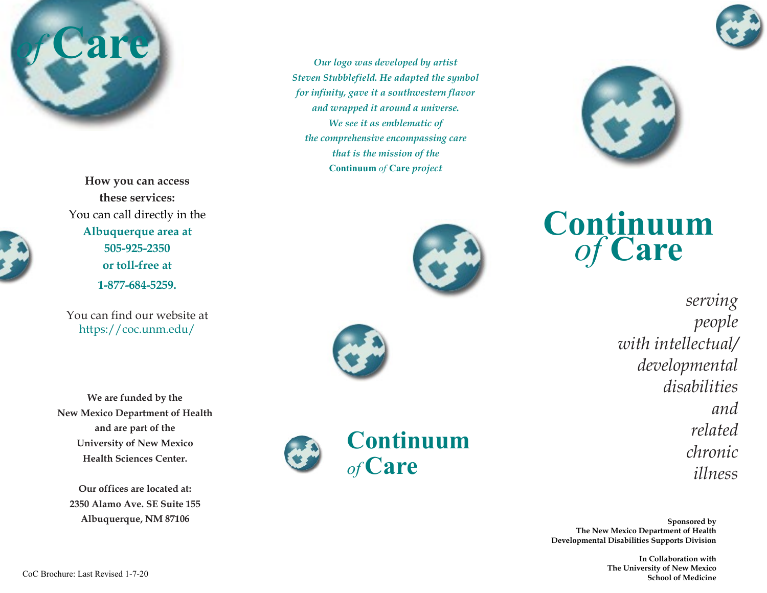*of* **Care**

**How you can access these services:**

You can call directly in the **Albuquerque area at 505-925-2350 or toll-free at 1-877-684-5259.**

You can find our website at https://coc.unm.edu/

**We are funded by the New Mexico Department of Health and are part of the University of New Mexico Health Sciences Center.**

**Our offices are located at:**
**2350 Alamo Ave. SE Suite 155**
**Albuquerque, NM 87106**

CoC Brochure: Last Revised 1-7-20

*Our logo was developed by artist Steven Stubblefield. He adapted the symbol for infinity, gave it a southwestern flavor and wrapped it around a universe. We see it as emblematic of the comprehensive encompassing care that is the mission of the* **Continuum** *of* **Care** *project*

**Continuum** *of* **Care**

# Continuum *of* Care

*serving people with intellectual/ developmental disabilities and related chronic illness*

**Sponsored by**
**The New Mexico Department of Health**
**Developmental Disabilities Supports Division**

**In Collaboration with**
**The University of New Mexico**
**School of Medicine**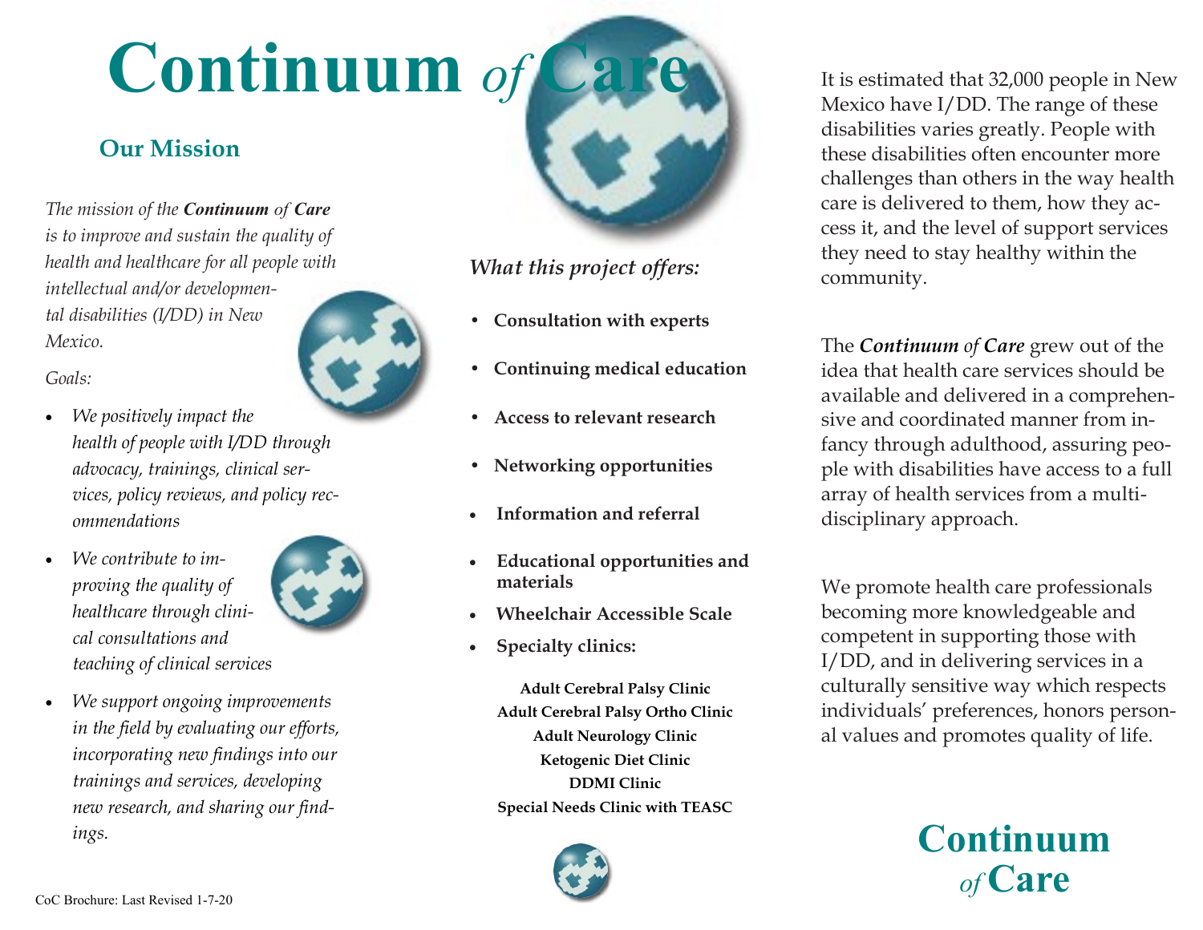# Continuum *of* Care

## Our Mission

*The mission of the **Continuum** of **Care** is to improve and sustain the quality of health and healthcare for all people with intellectual and/or developmental disabilities (I/DD) in New Mexico.*

*Goals:*

- *We positively impact the health of people with I/DD through advocacy, trainings, clinical services, policy reviews, and policy recommendations*
- *We contribute to improving the quality of healthcare through clinical consultations and teaching of clinical services*
- *We support ongoing improvements in the field by evaluating our efforts, incorporating new findings into our trainings and services, developing new research, and sharing our findings.*

CoC Brochure: Last Revised 1-7-20

### *What this project offers:*

- **Consultation with experts**
- **Continuing medical education**
- **Access to relevant research**
- **Networking opportunities**
- **Information and referral**
- **Educational opportunities and materials**
- **Wheelchair Accessible Scale**
- **Specialty clinics:**

**Adult Cerebral Palsy Clinic**
**Adult Cerebral Palsy Ortho Clinic**
**Adult Neurology Clinic**
**Ketogenic Diet Clinic**
**DDMI Clinic**
**Special Needs Clinic with TEASC**

It is estimated that 32,000 people in New Mexico have I/DD. The range of these disabilities varies greatly. People with these disabilities often encounter more challenges than others in the way health care is delivered to them, how they access it, and the level of support services they need to stay healthy within the community.

The ***Continuum** of **Care*** grew out of the idea that health care services should be available and delivered in a comprehensive and coordinated manner from infancy through adulthood, assuring people with disabilities have access to a full array of health services from a multidisciplinary approach.

We promote health care professionals becoming more knowledgeable and competent in supporting those with I/DD, and in delivering services in a culturally sensitive way which respects individuals' preferences, honors personal values and promotes quality of life.

**Continuum *of* Care**